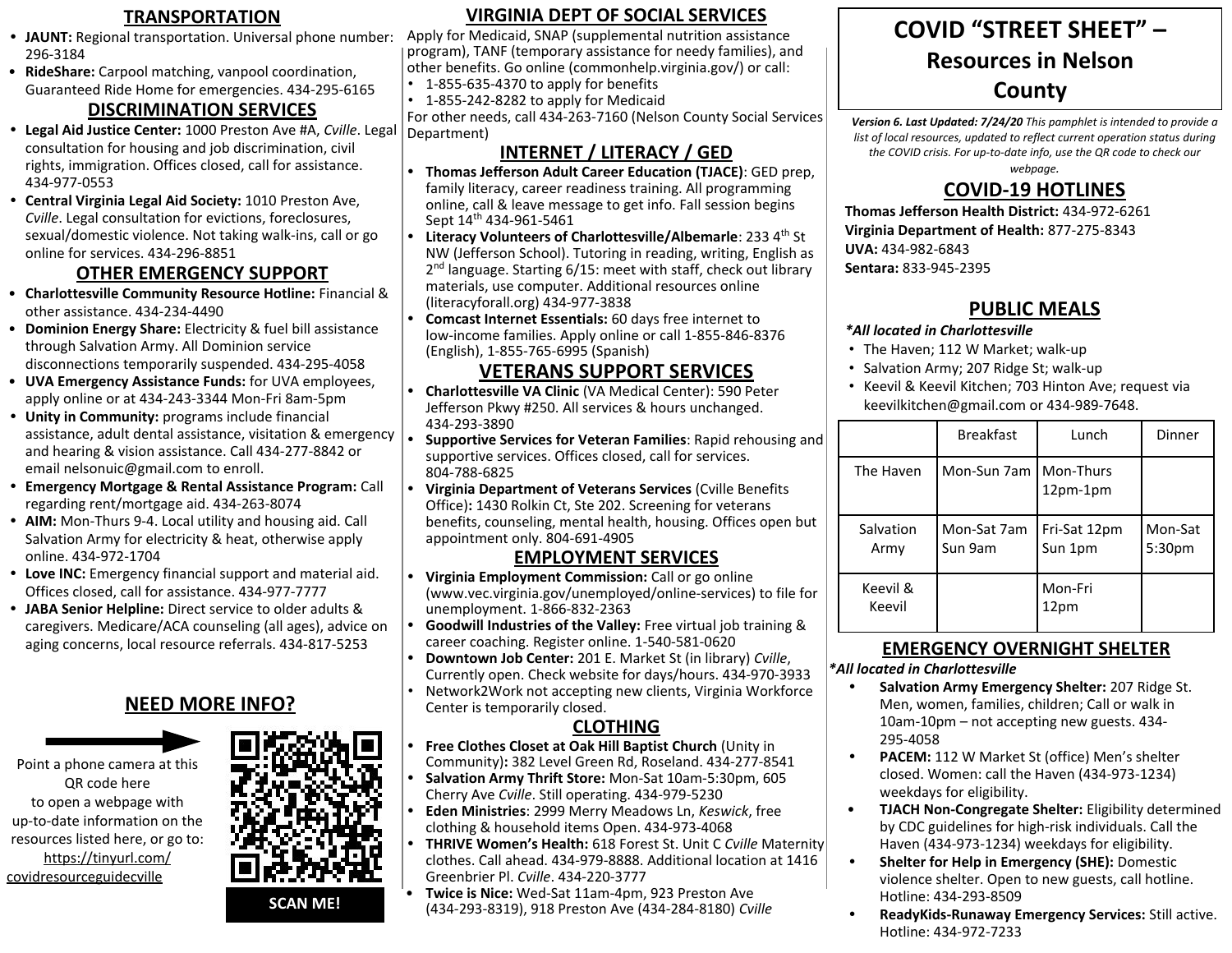# COVID "STREET SHEET" – Resources in Nelson County

***Version 6. Last Updated: 7/24/20*** *This pamphlet is intended to provide a list of local resources, updated to reflect current operation status during the COVID crisis. For up-to-date info, use the QR code to check our webpage.*

## TRANSPORTATION

- **JAUNT:** Regional transportation. Universal phone number: 296-3184
- **RideShare:** Carpool matching, vanpool coordination, Guaranteed Ride Home for emergencies. 434-295-6165

## DISCRIMINATION SERVICES

- **Legal Aid Justice Center:** 1000 Preston Ave #A, *Cville*. Legal consultation for housing and job discrimination, civil rights, immigration. Offices closed, call for assistance. 434-977-0553
- **Central Virginia Legal Aid Society:** 1010 Preston Ave, *Cville*. Legal consultation for evictions, foreclosures, sexual/domestic violence. Not taking walk-ins, call or go online for services. 434-296-8851

## OTHER EMERGENCY SUPPORT

- **Charlottesville Community Resource Hotline:** Financial & other assistance. 434-234-4490
- **Dominion Energy Share:** Electricity & fuel bill assistance through Salvation Army. All Dominion service disconnections temporarily suspended. 434-295-4058
- **UVA Emergency Assistance Funds:** for UVA employees, apply online or at 434-243-3344 Mon-Fri 8am-5pm
- **Unity in Community:** programs include financial assistance, adult dental assistance, visitation & emergency and hearing & vision assistance. Call 434-277-8842 or email nelsonuic@gmail.com to enroll.
- **Emergency Mortgage & Rental Assistance Program:** Call regarding rent/mortgage aid. 434-263-8074
- **AIM:** Mon-Thurs 9-4. Local utility and housing aid. Call Salvation Army for electricity & heat, otherwise apply online. 434-972-1704
- **Love INC:** Emergency financial support and material aid. Offices closed, call for assistance. 434-977-7777
- **JABA Senior Helpline:** Direct service to older adults & caregivers. Medicare/ACA counseling (all ages), advice on aging concerns, local resource referrals. 434-817-5253

## NEED MORE INFO?

Point a phone camera at this QR code here to open a webpage with up-to-date information on the resources listed here, or go to: https://tinyurl.com/covidresourceguidecville

SCAN ME!

## VIRGINIA DEPT OF SOCIAL SERVICES

Apply for Medicaid, SNAP (supplemental nutrition assistance program), TANF (temporary assistance for needy families), and other benefits. Go online (commonhelp.virginia.gov/) or call:

- 1-855-635-4370 to apply for benefits
- 1-855-242-8282 to apply for Medicaid

For other needs, call 434-263-7160 (Nelson County Social Services Department)

## INTERNET / LITERACY / GED

- **Thomas Jefferson Adult Career Education (TJACE)**: GED prep, family literacy, career readiness training. All programming online, call & leave message to get info. Fall session begins Sept 14th 434-961-5461
- **Literacy Volunteers of Charlottesville/Albemarle**: 233 4th St NW (Jefferson School). Tutoring in reading, writing, English as 2nd language. Starting 6/15: meet with staff, check out library materials, use computer. Additional resources online (literacyforall.org) 434-977-3838
- **Comcast Internet Essentials:** 60 days free internet to low-income families. Apply online or call 1-855-846-8376 (English), 1-855-765-6995 (Spanish)

## VETERANS SUPPORT SERVICES

- **Charlottesville VA Clinic** (VA Medical Center): 590 Peter Jefferson Pkwy #250. All services & hours unchanged. 434-293-3890
- **Supportive Services for Veteran Families**: Rapid rehousing and supportive services. Offices closed, call for services. 804-788-6825
- **Virginia Department of Veterans Services** (Cville Benefits Office)**:** 1430 Rolkin Ct, Ste 202. Screening for veterans benefits, counseling, mental health, housing. Offices open but appointment only. 804-691-4905

## EMPLOYMENT SERVICES

- **Virginia Employment Commission:** Call or go online (www.vec.virginia.gov/unemployed/online-services) to file for unemployment. 1-866-832-2363
- **Goodwill Industries of the Valley:** Free virtual job training & career coaching. Register online. 1-540-581-0620
- **Downtown Job Center:** 201 E. Market St (in library) *Cville*, Currently open. Check website for days/hours. 434-970-3933
- Network2Work not accepting new clients, Virginia Workforce Center is temporarily closed.

## CLOTHING

- **Free Clothes Closet at Oak Hill Baptist Church** (Unity in Community)**:** 382 Level Green Rd, Roseland. 434-277-8541
- **Salvation Army Thrift Store:** Mon-Sat 10am-5:30pm, 605 Cherry Ave *Cville*. Still operating. 434-979-5230
- **Eden Ministries**: 2999 Merry Meadows Ln, *Keswick*, free clothing & household items Open. 434-973-4068
- **THRIVE Women's Health:** 618 Forest St. Unit C *Cville* Maternity clothes. Call ahead. 434-979-8888. Additional location at 1416 Greenbrier Pl. *Cville*. 434-220-3777
- **Twice is Nice:** Wed-Sat 11am-4pm, 923 Preston Ave (434-293-8319), 918 Preston Ave (434-284-8180) *Cville*

## COVID-19 HOTLINES

**Thomas Jefferson Health District:** 434-972-6261
**Virginia Department of Health:** 877-275-8343
**UVA:** 434-982-6843
**Sentara:** 833-945-2395

## PUBLIC MEALS

***All located in Charlottesville***

- The Haven; 112 W Market; walk-up
- Salvation Army; 207 Ridge St; walk-up
- Keevil & Keevil Kitchen; 703 Hinton Ave; request via keevilkitchen@gmail.com or 434-989-7648.

| | Breakfast | Lunch | Dinner |
|---|---|---|---|
| The Haven | Mon-Sun 7am | Mon-Thurs 12pm-1pm | |
| Salvation Army | Mon-Sat 7am Sun 9am | Fri-Sat 12pm Sun 1pm | Mon-Sat 5:30pm |
| Keevil & Keevil | | Mon-Fri 12pm | |

## EMERGENCY OVERNIGHT SHELTER

***All located in Charlottesville***

- **Salvation Army Emergency Shelter:** 207 Ridge St. Men, women, families, children; Call or walk in 10am-10pm – not accepting new guests. 434-295-4058
- **PACEM:** 112 W Market St (office) Men's shelter closed. Women: call the Haven (434-973-1234) weekdays for eligibility.
- **TJACH Non-Congregate Shelter:** Eligibility determined by CDC guidelines for high-risk individuals. Call the Haven (434-973-1234) weekdays for eligibility.
- **Shelter for Help in Emergency (SHE):** Domestic violence shelter. Open to new guests, call hotline. Hotline: 434-293-8509
- **ReadyKids-Runaway Emergency Services:** Still active. Hotline: 434-972-7233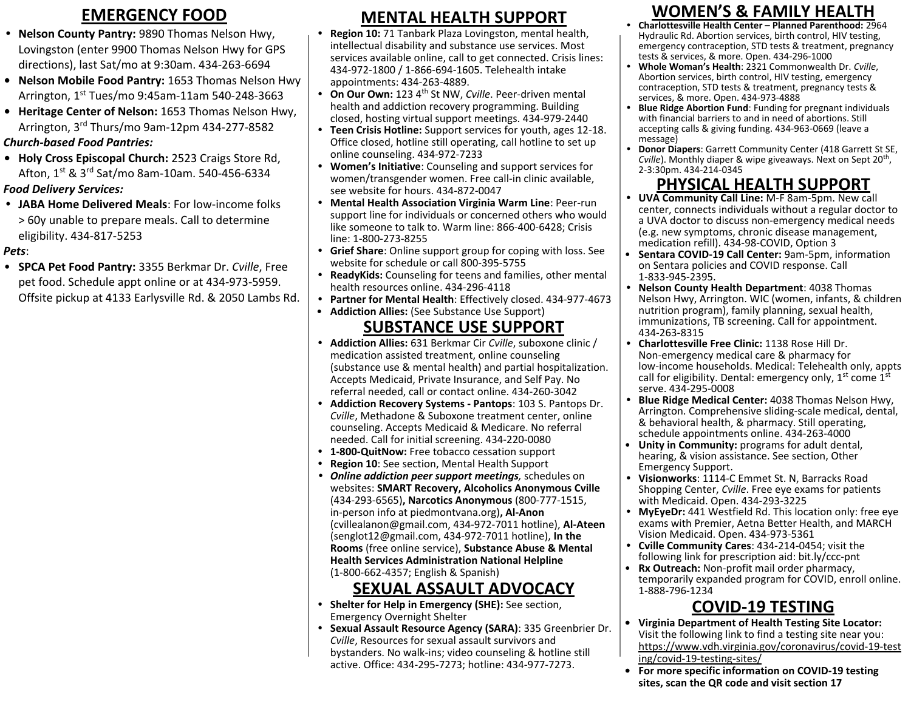## EMERGENCY FOOD

- **Nelson County Pantry:** 9890 Thomas Nelson Hwy, Lovingston (enter 9900 Thomas Nelson Hwy for GPS directions), last Sat/mo at 9:30am. 434-263-6694
- **Nelson Mobile Food Pantry:** 1653 Thomas Nelson Hwy Arrington, 1st Tues/mo 9:45am-11am 540-248-3663
- **Heritage Center of Nelson:** 1653 Thomas Nelson Hwy, Arrington, 3rd Thurs/mo 9am-12pm 434-277-8582

***Church-based Food Pantries:***

- **Holy Cross Episcopal Church:** 2523 Craigs Store Rd, Afton, 1st & 3rd Sat/mo 8am-10am. 540-456-6334

***Food Delivery Services:***

- **JABA Home Delivered Meals**: For low-income folks > 60y unable to prepare meals. Call to determine eligibility. 434-817-5253

***Pets***:

- **SPCA Pet Food Pantry:** 3355 Berkmar Dr. *Cville*, Free pet food. Schedule appt online or at 434-973-5959. Offsite pickup at 4133 Earlysville Rd. & 2050 Lambs Rd.

## MENTAL HEALTH SUPPORT

- **Region 10:** 71 Tanbark Plaza Lovingston, mental health, intellectual disability and substance use services. Most services available online, call to get connected. Crisis lines: 434-972-1800 / 1-866-694-1605. Telehealth intake appointments: 434-263-4889.
- **On Our Own:** 123 4th St NW, *Cville*. Peer-driven mental health and addiction recovery programming. Building closed, hosting virtual support meetings. 434-979-2440
- **Teen Crisis Hotline:** Support services for youth, ages 12-18. Office closed, hotline still operating, call hotline to set up online counseling. 434-972-7233
- **Women's Initiative**: Counseling and support services for women/transgender women. Free call-in clinic available, see website for hours. 434-872-0047
- **Mental Health Association Virginia Warm Line**: Peer-run support line for individuals or concerned others who would like someone to talk to. Warm line: 866-400-6428; Crisis line: 1-800-273-8255
- **Grief Share**: Online support group for coping with loss. See website for schedule or call 800-395-5755
- **ReadyKids:** Counseling for teens and families, other mental health resources online. 434-296-4118
- **Partner for Mental Health**: Effectively closed. 434-977-4673
- **Addiction Allies:** (See Substance Use Support)

## SUBSTANCE USE SUPPORT

- **Addiction Allies:** 631 Berkmar Cir *Cville*, suboxone clinic / medication assisted treatment, online counseling (substance use & mental health) and partial hospitalization. Accepts Medicaid, Private Insurance, and Self Pay. No referral needed, call or contact online. 434-260-3042
- **Addiction Recovery Systems - Pantops**: 103 S. Pantops Dr. *Cville*, Methadone & Suboxone treatment center, online counseling. Accepts Medicaid & Medicare. No referral needed. Call for initial screening. 434-220-0080
- **1-800-QuitNow:** Free tobacco cessation support
- **Region 10**: See section, Mental Health Support
- ***Online addiction peer support meetings,*** schedules on websites: **SMART Recovery, Alcoholics Anonymous Cville** (434-293-6565)**, Narcotics Anonymous** (800-777-1515, in-person info at piedmontvana.org)**, Al-Anon** (cvillealanon@gmail.com, 434-972-7011 hotline), **Al-Ateen** (senglot12@gmail.com, 434-972-7011 hotline), **In the Rooms** (free online service), **Substance Abuse & Mental Health Services Administration National Helpline** (1-800-662-4357; English & Spanish)

## SEXUAL ASSAULT ADVOCACY

- **Shelter for Help in Emergency (SHE):** See section, Emergency Overnight Shelter
- **Sexual Assault Resource Agency (SARA)**: 335 Greenbrier Dr. *Cville*, Resources for sexual assault survivors and bystanders. No walk-ins; video counseling & hotline still active. Office: 434-295-7273; hotline: 434-977-7273.

## WOMEN'S & FAMILY HEALTH

- **Charlottesville Health Center – Planned Parenthood:** 2964 Hydraulic Rd. Abortion services, birth control, HIV testing, emergency contraception, STD tests & treatment, pregnancy tests & services, & more. Open. 434-296-1000
- **Whole Woman's Health**: 2321 Commonwealth Dr. *Cville*, Abortion services, birth control, HIV testing, emergency contraception, STD tests & treatment, pregnancy tests & services, & more. Open. 434-973-4888
- **Blue Ridge Abortion Fund**: Funding for pregnant individuals with financial barriers to and in need of abortions. Still accepting calls & giving funding. 434-963-0669 (leave a message)
- **Donor Diapers**: Garrett Community Center (418 Garrett St SE, *Cville*). Monthly diaper & wipe giveaways. Next on Sept 20th, 2-3:30pm. 434-214-0345

## PHYSICAL HEALTH SUPPORT

- **UVA Community Call Line:** M-F 8am-5pm. New call center, connects individuals without a regular doctor to a UVA doctor to discuss non-emergency medical needs (e.g. new symptoms, chronic disease management, medication refill). 434-98-COVID, Option 3
- **Sentara COVID-19 Call Center:** 9am-5pm, information on Sentara policies and COVID response. Call 1-833-945-2395.
- **Nelson County Health Department**: 4038 Thomas Nelson Hwy, Arrington. WIC (women, infants, & children nutrition program), family planning, sexual health, immunizations, TB screening. Call for appointment. 434-263-8315
- **Charlottesville Free Clinic:** 1138 Rose Hill Dr. Non-emergency medical care & pharmacy for low-income households. Medical: Telehealth only, appts call for eligibility. Dental: emergency only, 1st come 1st serve. 434-295-0008
- **Blue Ridge Medical Center:** 4038 Thomas Nelson Hwy, Arrington. Comprehensive sliding-scale medical, dental, & behavioral health, & pharmacy. Still operating, schedule appointments online. 434-263-4000
- **Unity in Community:** programs for adult dental, hearing, & vision assistance. See section, Other Emergency Support.
- **Visionworks**: 1114-C Emmet St. N, Barracks Road Shopping Center, *Cville*. Free eye exams for patients with Medicaid. Open. 434-293-3225
- **MyEyeDr:** 441 Westfield Rd. This location only: free eye exams with Premier, Aetna Better Health, and MARCH Vision Medicaid. Open. 434-973-5361
- **Cville Community Cares**: 434-214-0454; visit the following link for prescription aid: bit.ly/ccc-pnt
- **Rx Outreach:** Non-profit mail order pharmacy, temporarily expanded program for COVID, enroll online. 1-888-796-1234

## COVID-19 TESTING

- **Virginia Department of Health Testing Site Locator:** Visit the following link to find a testing site near you: https://www.vdh.virginia.gov/coronavirus/covid-19-testing/covid-19-testing-sites/
- **For more specific information on COVID-19 testing sites, scan the QR code and visit section 17**